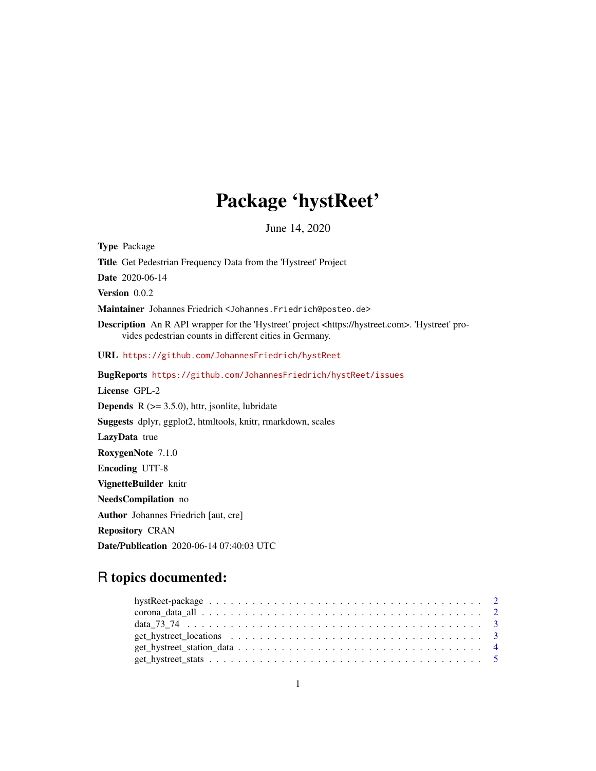# Package 'hystReet'

June 14, 2020

**Type** Package

**Title** Get Pedestrian Frequency Data from the 'Hystreet' Project

**Date** 2020-06-14

**Version** 0.0.2

**Maintainer** Johannes Friedrich <Johannes.Friedrich@posteo.de>

**Description** An R API wrapper for the 'Hystreet' project <https://hystreet.com>. 'Hystreet' provides pedestrian counts in different cities in Germany.

**URL** https://github.com/JohannesFriedrich/hystReet

**BugReports** https://github.com/JohannesFriedrich/hystReet/issues

**License** GPL-2

**Depends** R (>= 3.5.0), httr, jsonlite, lubridate

**Suggests** dplyr, ggplot2, htmltools, knitr, rmarkdown, scales

**LazyData** true

**RoxygenNote** 7.1.0

**Encoding** UTF-8

**VignetteBuilder** knitr

**NeedsCompilation** no

**Author** Johannes Friedrich [aut, cre]

**Repository** CRAN

**Date/Publication** 2020-06-14 07:40:03 UTC

## R topics documented:

- hystReet-package . . . . . . . . . . . . . . . . . . . . . . . . . . . . . . . . . . . . . . . 2
- corona_data_all . . . . . . . . . . . . . . . . . . . . . . . . . . . . . . . . . . . . . . . 2
- data_73_74 . . . . . . . . . . . . . . . . . . . . . . . . . . . . . . . . . . . . . . . . . 3
- get_hystreet_locations . . . . . . . . . . . . . . . . . . . . . . . . . . . . . . . . . . . 3
- get_hystreet_station_data . . . . . . . . . . . . . . . . . . . . . . . . . . . . . . . . . 4
- get_hystreet_stats . . . . . . . . . . . . . . . . . . . . . . . . . . . . . . . . . . . . . 5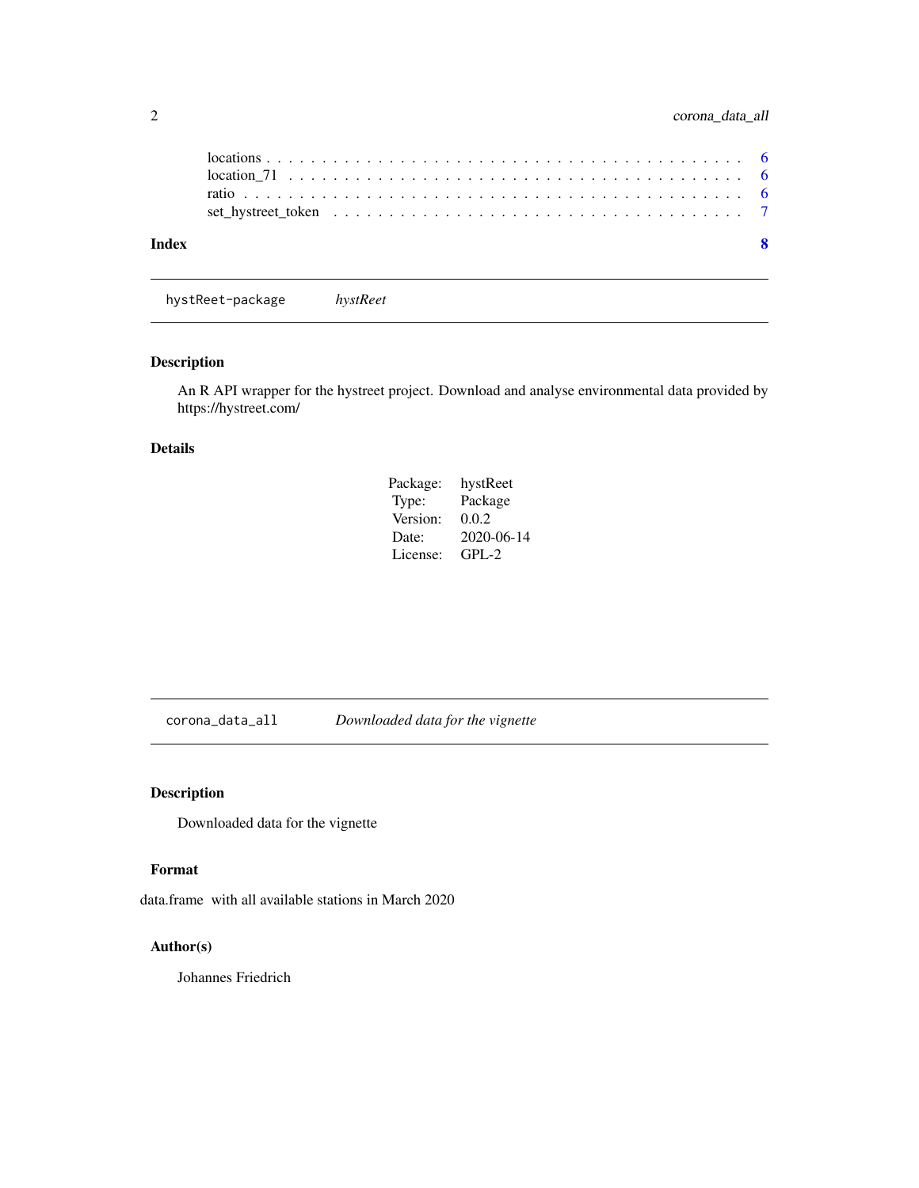locations . . . . . . . . . . . . . . . . . . . . . . . . . . . . . . . . . . . . . . . . . 6
location_71 . . . . . . . . . . . . . . . . . . . . . . . . . . . . . . . . . . . . . . . . 6
ratio . . . . . . . . . . . . . . . . . . . . . . . . . . . . . . . . . . . . . . . . . . . 6
set_hystreet_token . . . . . . . . . . . . . . . . . . . . . . . . . . . . . . . . . . . . 7

**Index** **8**

---

`hystReet-package` *hystReet*

---

## Description

An R API wrapper for the hystreet project. Download and analyse environmental data provided by https://hystreet.com/

## Details

| | |
|---|---|
| Package: | hystReet |
| Type: | Package |
| Version: | 0.0.2 |
| Date: | 2020-06-14 |
| License: | GPL-2 |

---

`corona_data_all` *Downloaded data for the vignette*

---

## Description

Downloaded data for the vignette

## Format

data.frame with all available stations in March 2020

## Author(s)

Johannes Friedrich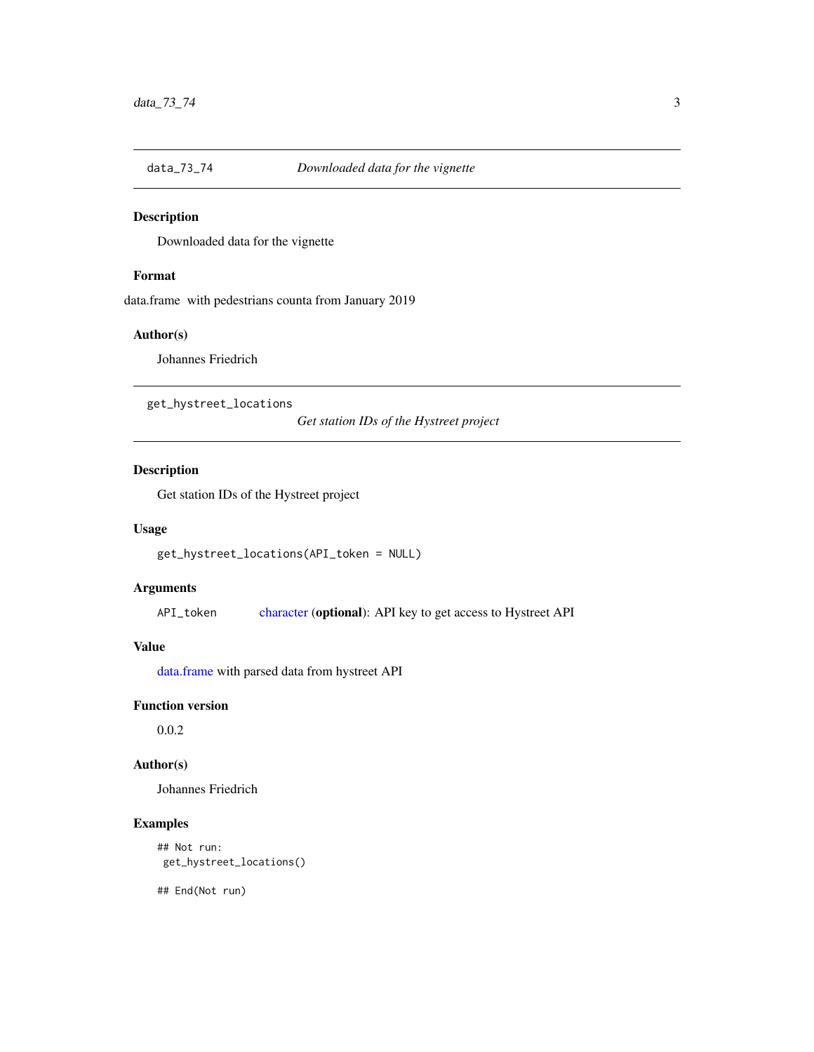## data_73_74 — *Downloaded data for the vignette*

### Description

Downloaded data for the vignette

### Format

data.frame with pedestrians counta from January 2019

### Author(s)

Johannes Friedrich

## get_hystreet_locations — *Get station IDs of the Hystreet project*

### Description

Get station IDs of the Hystreet project

### Usage

```
get_hystreet_locations(API_token = NULL)
```

### Arguments

| | |
|---|---|
| API_token | character (**optional**): API key to get access to Hystreet API |

### Value

data.frame with parsed data from hystreet API

### Function version

0.0.2

### Author(s)

Johannes Friedrich

### Examples

```
## Not run:
 get_hystreet_locations()

## End(Not run)
```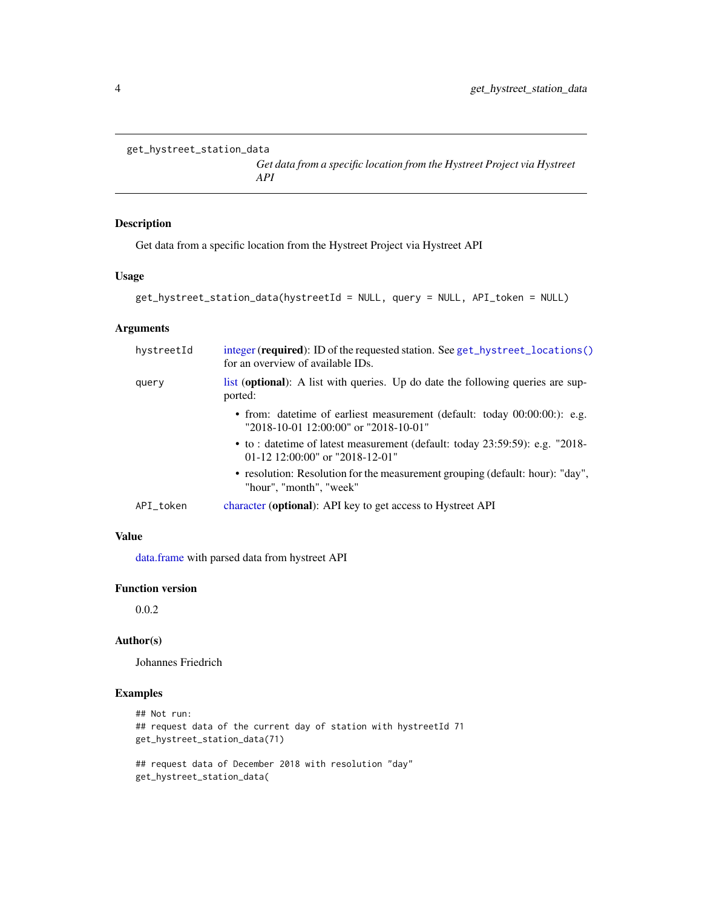`get_hystreet_station_data` *Get data from a specific location from the Hystreet Project via Hystreet API*

## Description

Get data from a specific location from the Hystreet Project via Hystreet API

## Usage

```
get_hystreet_station_data(hystreetId = NULL, query = NULL, API_token = NULL)
```

## Arguments

| | |
|---|---|
| hystreetId | integer (**required**): ID of the requested station. See `get_hystreet_locations()` for an overview of available IDs. |
| query | list (**optional**): A list with queries. Up do date the following queries are supported: <br>• from: datetime of earliest measurement (default: today 00:00:00:): e.g. "2018-10-01 12:00:00" or "2018-10-01" <br>• to : datetime of latest measurement (default: today 23:59:59): e.g. "2018-01-12 12:00:00" or "2018-12-01" <br>• resolution: Resolution for the measurement grouping (default: hour): "day", "hour", "month", "week" |
| API_token | character (**optional**): API key to get access to Hystreet API |

## Value

data.frame with parsed data from hystreet API

## Function version

0.0.2

## Author(s)

Johannes Friedrich

## Examples

```
## Not run:
## request data of the current day of station with hystreetId 71
get_hystreet_station_data(71)

## request data of December 2018 with resolution "day"
get_hystreet_station_data(
```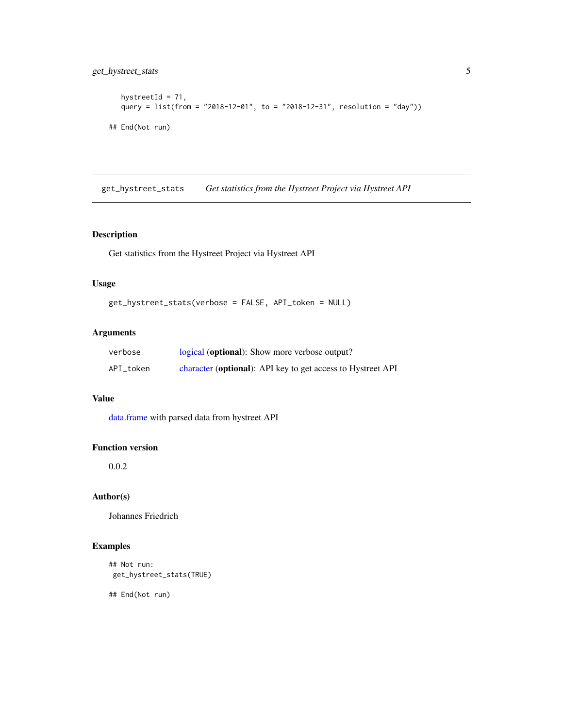```
    hystreetId = 71,
    query = list(from = "2018-12-01", to = "2018-12-31", resolution = "day"))

## End(Not run)
```

---

`get_hystreet_stats` *Get statistics from the Hystreet Project via Hystreet API*

---

### Description

Get statistics from the Hystreet Project via Hystreet API

### Usage

```
get_hystreet_stats(verbose = FALSE, API_token = NULL)
```

### Arguments

| | |
|---|---|
| verbose | logical (**optional**): Show more verbose output? |
| API_token | character (**optional**): API key to get access to Hystreet API |

### Value

data.frame with parsed data from hystreet API

### Function version

0.0.2

### Author(s)

Johannes Friedrich

### Examples

```
## Not run:
 get_hystreet_stats(TRUE)

## End(Not run)
```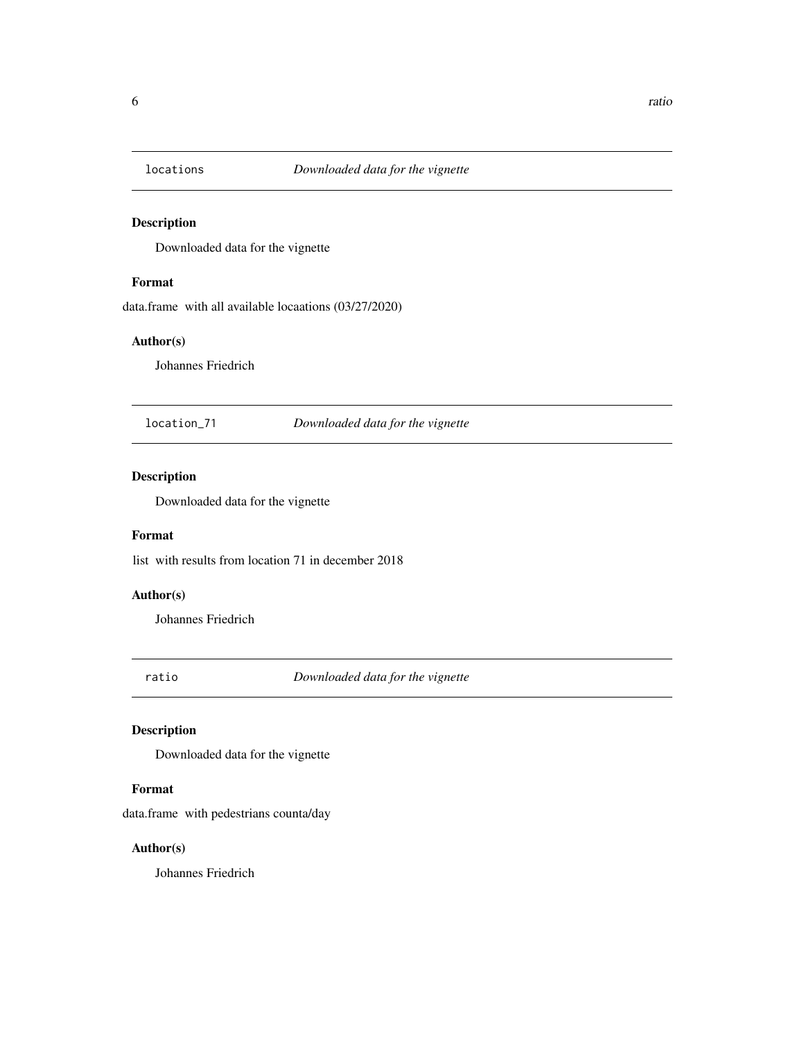## `locations` *Downloaded data for the vignette*

### Description

Downloaded data for the vignette

### Format

data.frame with all available locaations (03/27/2020)

### Author(s)

Johannes Friedrich

## `location_71` *Downloaded data for the vignette*

### Description

Downloaded data for the vignette

### Format

list with results from location 71 in december 2018

### Author(s)

Johannes Friedrich

## `ratio` *Downloaded data for the vignette*

### Description

Downloaded data for the vignette

### Format

data.frame with pedestrians counta/day

### Author(s)

Johannes Friedrich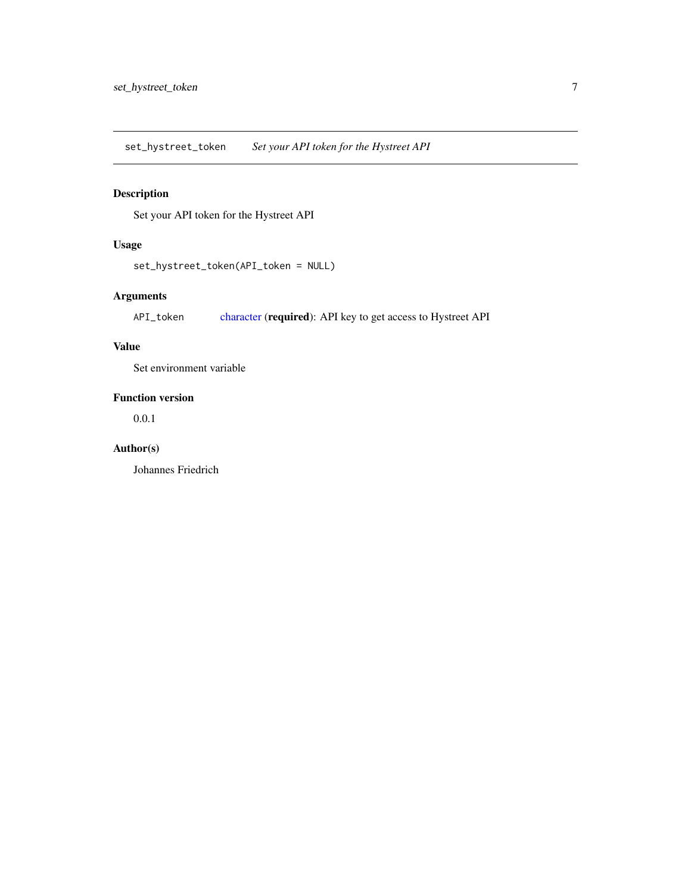`set_hystreet_token` *Set your API token for the Hystreet API*

## Description

Set your API token for the Hystreet API

## Usage

```
set_hystreet_token(API_token = NULL)
```

## Arguments

| | |
|---|---|
| `API_token` | character (**required**): API key to get access to Hystreet API |

## Value

Set environment variable

## Function version

0.0.1

## Author(s)

Johannes Friedrich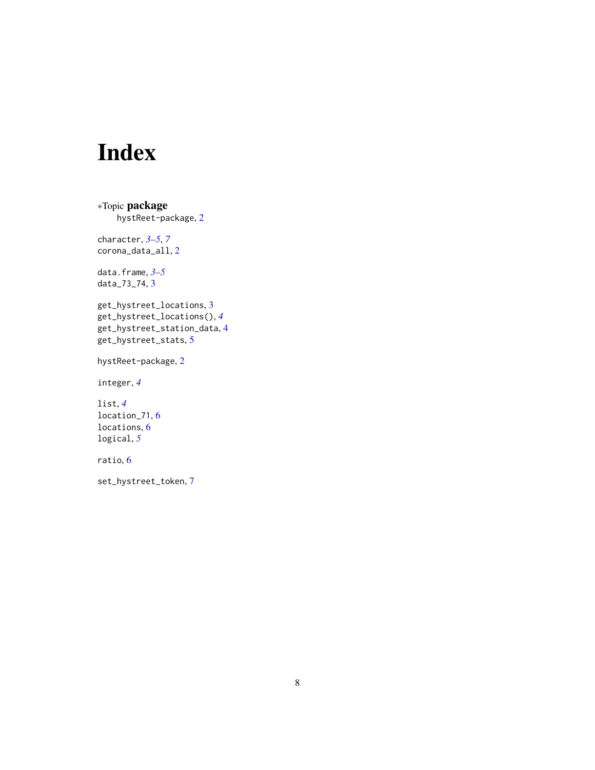# Index

∗Topic **package**
    hystReet-package, 2

character, *3–5*, *7*
corona_data_all, 2

data.frame, *3–5*
data_73_74, 3

get_hystreet_locations, 3
get_hystreet_locations(), *4*
get_hystreet_station_data, 4
get_hystreet_stats, 5

hystReet-package, 2

integer, *4*

list, *4*
location_71, 6
locations, 6
logical, *5*

ratio, 6

set_hystreet_token, 7